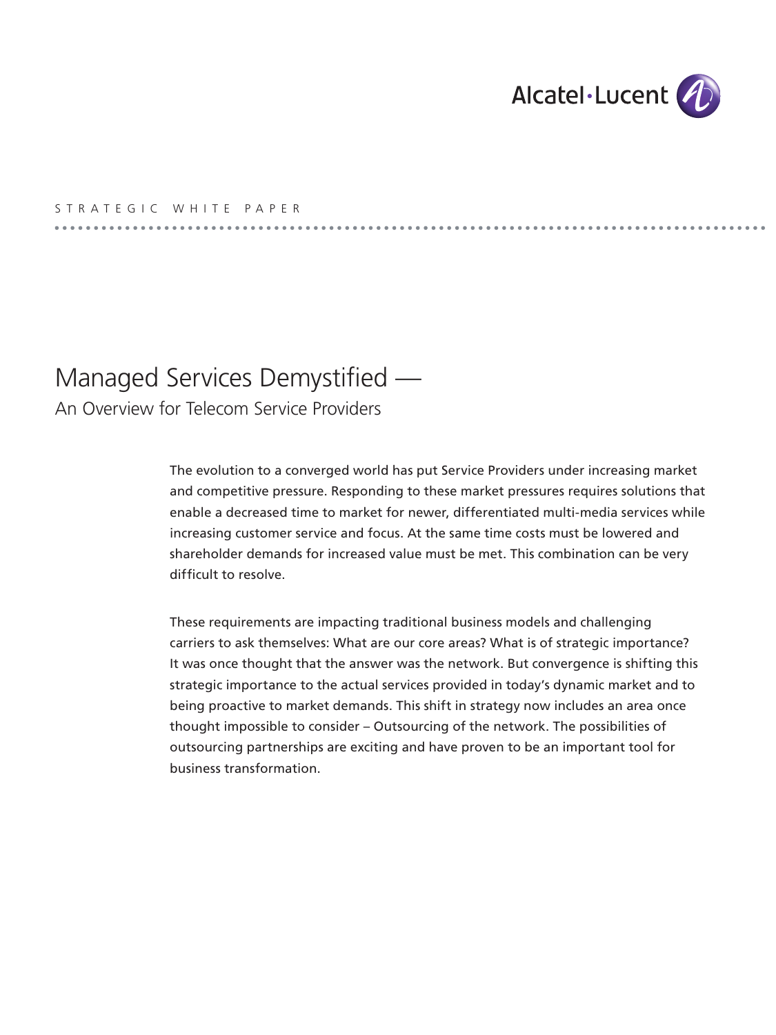Alcatel·Lucent

STRATEGIC WHITE PAPER

# Managed Services Demystified —
## An Overview for Telecom Service Providers

The evolution to a converged world has put Service Providers under increasing market and competitive pressure. Responding to these market pressures requires solutions that enable a decreased time to market for newer, differentiated multi-media services while increasing customer service and focus. At the same time costs must be lowered and shareholder demands for increased value must be met. This combination can be very difficult to resolve.

These requirements are impacting traditional business models and challenging carriers to ask themselves: What are our core areas? What is of strategic importance? It was once thought that the answer was the network. But convergence is shifting this strategic importance to the actual services provided in today's dynamic market and to being proactive to market demands. This shift in strategy now includes an area once thought impossible to consider – Outsourcing of the network. The possibilities of outsourcing partnerships are exciting and have proven to be an important tool for business transformation.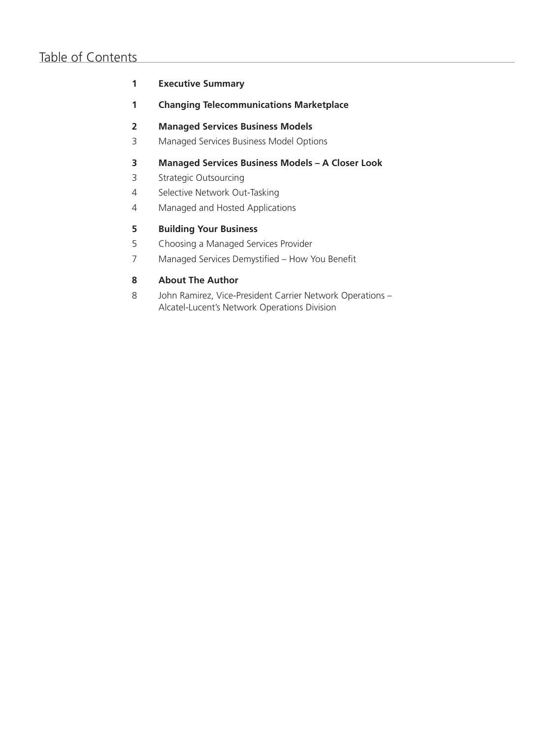# Table of Contents

**1 Executive Summary**

**1 Changing Telecommunications Marketplace**

**2 Managed Services Business Models**

3 Managed Services Business Model Options

**3 Managed Services Business Models – A Closer Look**

3 Strategic Outsourcing

4 Selective Network Out-Tasking

4 Managed and Hosted Applications

**5 Building Your Business**

5 Choosing a Managed Services Provider

7 Managed Services Demystified – How You Benefit

**8 About The Author**

8 John Ramirez, Vice-President Carrier Network Operations – Alcatel-Lucent's Network Operations Division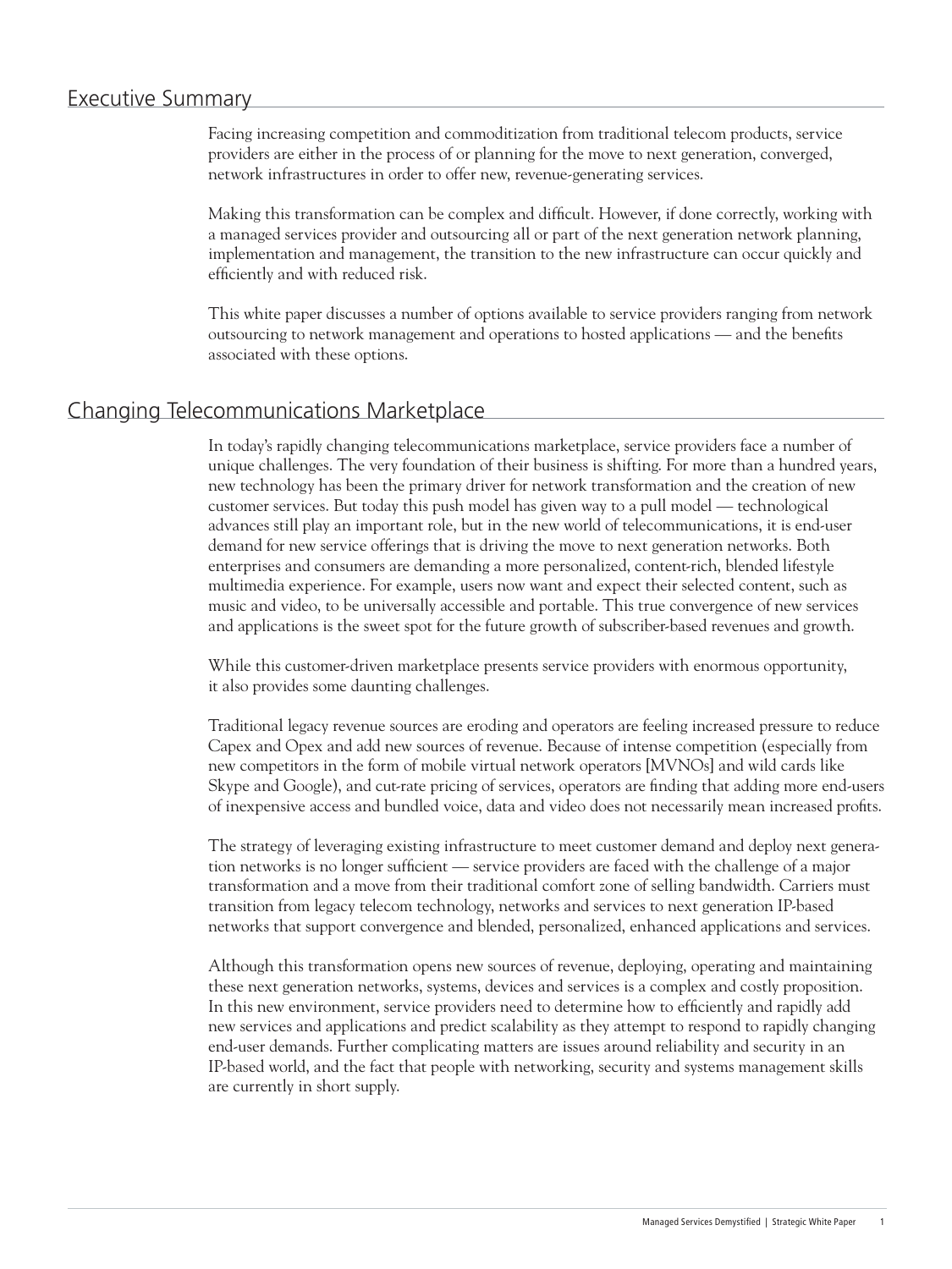## Executive Summary

Facing increasing competition and commoditization from traditional telecom products, service providers are either in the process of or planning for the move to next generation, converged, network infrastructures in order to offer new, revenue-generating services.

Making this transformation can be complex and difficult. However, if done correctly, working with a managed services provider and outsourcing all or part of the next generation network planning, implementation and management, the transition to the new infrastructure can occur quickly and efficiently and with reduced risk.

This white paper discusses a number of options available to service providers ranging from network outsourcing to network management and operations to hosted applications — and the benefits associated with these options.

## Changing Telecommunications Marketplace

In today's rapidly changing telecommunications marketplace, service providers face a number of unique challenges. The very foundation of their business is shifting. For more than a hundred years, new technology has been the primary driver for network transformation and the creation of new customer services. But today this push model has given way to a pull model — technological advances still play an important role, but in the new world of telecommunications, it is end-user demand for new service offerings that is driving the move to next generation networks. Both enterprises and consumers are demanding a more personalized, content-rich, blended lifestyle multimedia experience. For example, users now want and expect their selected content, such as music and video, to be universally accessible and portable. This true convergence of new services and applications is the sweet spot for the future growth of subscriber-based revenues and growth.

While this customer-driven marketplace presents service providers with enormous opportunity, it also provides some daunting challenges.

Traditional legacy revenue sources are eroding and operators are feeling increased pressure to reduce Capex and Opex and add new sources of revenue. Because of intense competition (especially from new competitors in the form of mobile virtual network operators [MVNOs] and wild cards like Skype and Google), and cut-rate pricing of services, operators are finding that adding more end-users of inexpensive access and bundled voice, data and video does not necessarily mean increased profits.

The strategy of leveraging existing infrastructure to meet customer demand and deploy next generation networks is no longer sufficient — service providers are faced with the challenge of a major transformation and a move from their traditional comfort zone of selling bandwidth. Carriers must transition from legacy telecom technology, networks and services to next generation IP-based networks that support convergence and blended, personalized, enhanced applications and services.

Although this transformation opens new sources of revenue, deploying, operating and maintaining these next generation networks, systems, devices and services is a complex and costly proposition. In this new environment, service providers need to determine how to efficiently and rapidly add new services and applications and predict scalability as they attempt to respond to rapidly changing end-user demands. Further complicating matters are issues around reliability and security in an IP-based world, and the fact that people with networking, security and systems management skills are currently in short supply.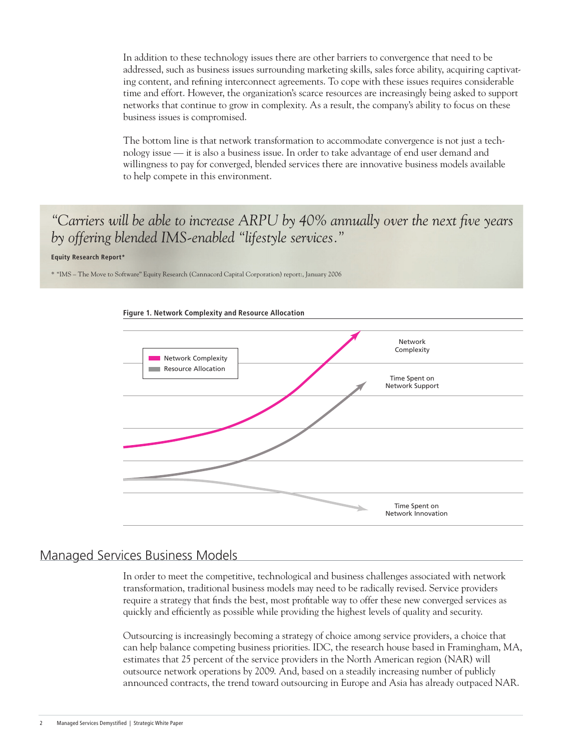In addition to these technology issues there are other barriers to convergence that need to be addressed, such as business issues surrounding marketing skills, sales force ability, acquiring captivating content, and refining interconnect agreements. To cope with these issues requires considerable time and effort. However, the organization's scarce resources are increasingly being asked to support networks that continue to grow in complexity. As a result, the company's ability to focus on these business issues is compromised.

The bottom line is that network transformation to accommodate convergence is not just a technology issue — it is also a business issue. In order to take advantage of end user demand and willingness to pay for converged, blended services there are innovative business models available to help compete in this environment.

> *"Carriers will be able to increase ARPU by 40% annually over the next five years by offering blended IMS-enabled "lifestyle services."*
>
> **Equity Research Report***
>
> * "IMS – The Move to Software" Equity Research (Cannacord Capital Corporation) report:, January 2006

**Figure 1. Network Complexity and Resource Allocation**

Legend: Network Complexity; Resource Allocation

Curve labels: Network Complexity; Time Spent on Network Support; Time Spent on Network Innovation

## Managed Services Business Models

In order to meet the competitive, technological and business challenges associated with network transformation, traditional business models may need to be radically revised. Service providers require a strategy that finds the best, most profitable way to offer these new converged services as quickly and efficiently as possible while providing the highest levels of quality and security.

Outsourcing is increasingly becoming a strategy of choice among service providers, a choice that can help balance competing business priorities. IDC, the research house based in Framingham, MA, estimates that 25 percent of the service providers in the North American region (NAR) will outsource network operations by 2009. And, based on a steadily increasing number of publicly announced contracts, the trend toward outsourcing in Europe and Asia has already outpaced NAR.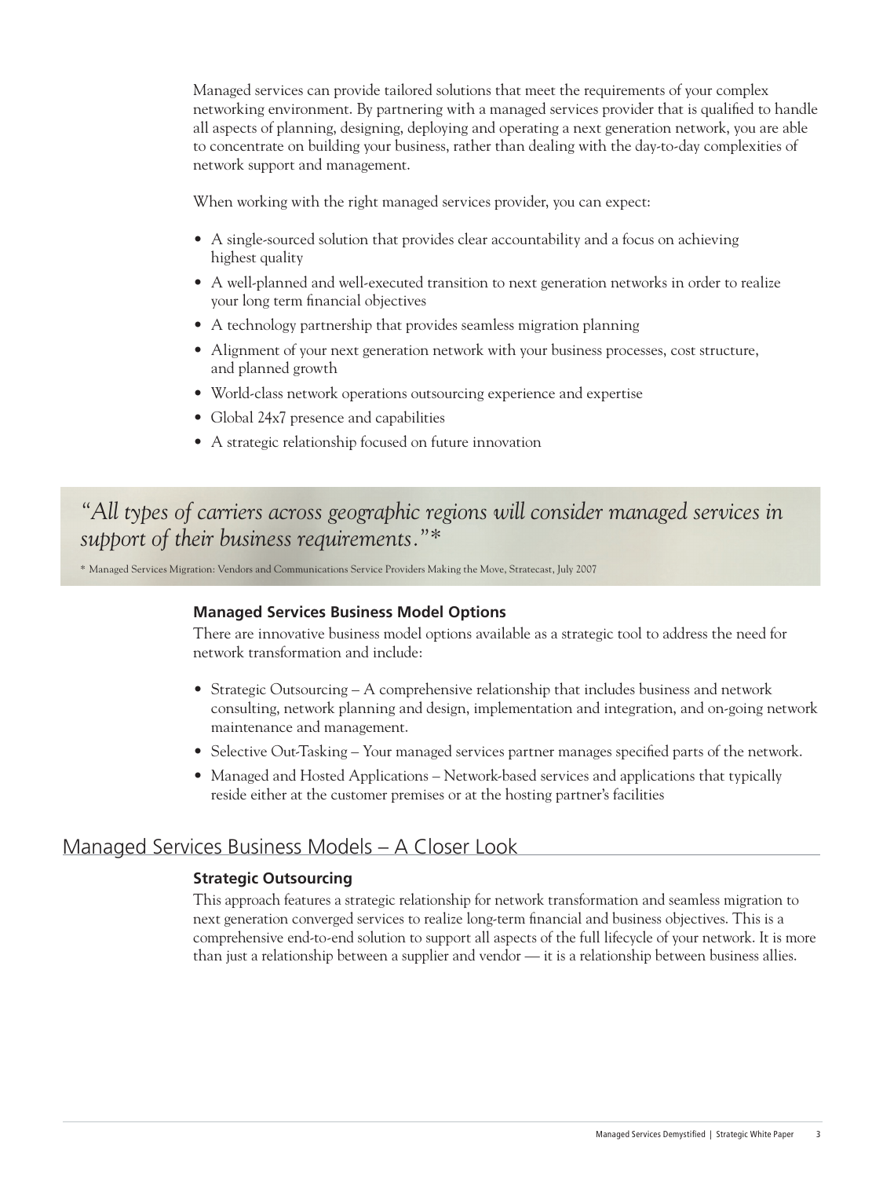Managed services can provide tailored solutions that meet the requirements of your complex networking environment. By partnering with a managed services provider that is qualified to handle all aspects of planning, designing, deploying and operating a next generation network, you are able to concentrate on building your business, rather than dealing with the day-to-day complexities of network support and management.

When working with the right managed services provider, you can expect:

- A single-sourced solution that provides clear accountability and a focus on achieving highest quality
- A well-planned and well-executed transition to next generation networks in order to realize your long term financial objectives
- A technology partnership that provides seamless migration planning
- Alignment of your next generation network with your business processes, cost structure, and planned growth
- World-class network operations outsourcing experience and expertise
- Global 24x7 presence and capabilities
- A strategic relationship focused on future innovation

> *"All types of carriers across geographic regions will consider managed services in support of their business requirements."\**
>
> \* Managed Services Migration: Vendors and Communications Service Providers Making the Move, Stratecast, July 2007

### Managed Services Business Model Options

There are innovative business model options available as a strategic tool to address the need for network transformation and include:

- Strategic Outsourcing – A comprehensive relationship that includes business and network consulting, network planning and design, implementation and integration, and on-going network maintenance and management.
- Selective Out-Tasking – Your managed services partner manages specified parts of the network.
- Managed and Hosted Applications – Network-based services and applications that typically reside either at the customer premises or at the hosting partner's facilities

## Managed Services Business Models – A Closer Look

### Strategic Outsourcing

This approach features a strategic relationship for network transformation and seamless migration to next generation converged services to realize long-term financial and business objectives. This is a comprehensive end-to-end solution to support all aspects of the full lifecycle of your network. It is more than just a relationship between a supplier and vendor — it is a relationship between business allies.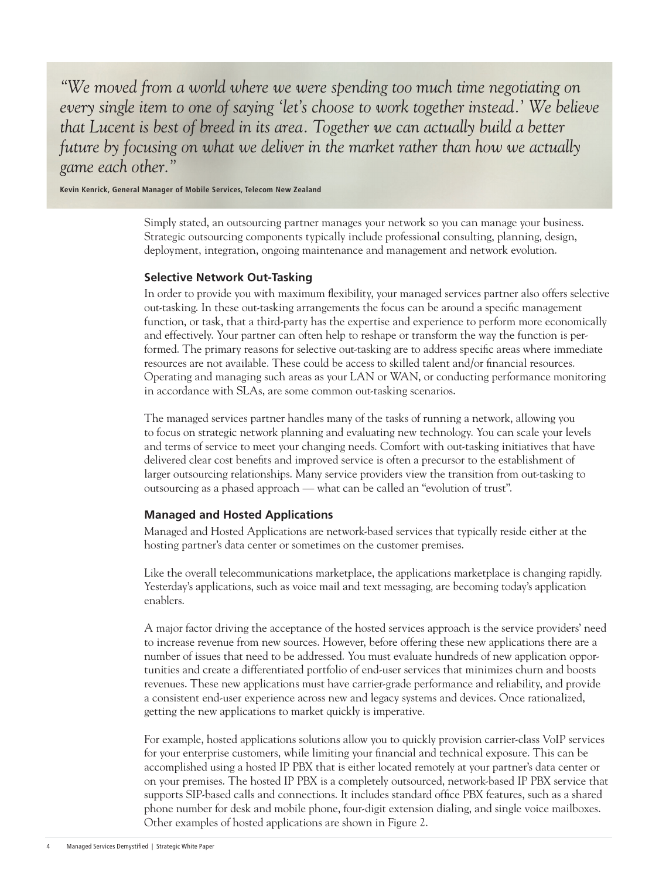*"We moved from a world where we were spending too much time negotiating on every single item to one of saying 'let's choose to work together instead.' We believe that Lucent is best of breed in its area. Together we can actually build a better future by focusing on what we deliver in the market rather than how we actually game each other."*

**Kevin Kenrick, General Manager of Mobile Services, Telecom New Zealand**

Simply stated, an outsourcing partner manages your network so you can manage your business. Strategic outsourcing components typically include professional consulting, planning, design, deployment, integration, ongoing maintenance and management and network evolution.

### Selective Network Out-Tasking

In order to provide you with maximum flexibility, your managed services partner also offers selective out-tasking. In these out-tasking arrangements the focus can be around a specific management function, or task, that a third-party has the expertise and experience to perform more economically and effectively. Your partner can often help to reshape or transform the way the function is performed. The primary reasons for selective out-tasking are to address specific areas where immediate resources are not available. These could be access to skilled talent and/or financial resources. Operating and managing such areas as your LAN or WAN, or conducting performance monitoring in accordance with SLAs, are some common out-tasking scenarios.

The managed services partner handles many of the tasks of running a network, allowing you to focus on strategic network planning and evaluating new technology. You can scale your levels and terms of service to meet your changing needs. Comfort with out-tasking initiatives that have delivered clear cost benefits and improved service is often a precursor to the establishment of larger outsourcing relationships. Many service providers view the transition from out-tasking to outsourcing as a phased approach — what can be called an "evolution of trust".

### Managed and Hosted Applications

Managed and Hosted Applications are network-based services that typically reside either at the hosting partner's data center or sometimes on the customer premises.

Like the overall telecommunications marketplace, the applications marketplace is changing rapidly. Yesterday's applications, such as voice mail and text messaging, are becoming today's application enablers.

A major factor driving the acceptance of the hosted services approach is the service providers' need to increase revenue from new sources. However, before offering these new applications there are a number of issues that need to be addressed. You must evaluate hundreds of new application opportunities and create a differentiated portfolio of end-user services that minimizes churn and boosts revenues. These new applications must have carrier-grade performance and reliability, and provide a consistent end-user experience across new and legacy systems and devices. Once rationalized, getting the new applications to market quickly is imperative.

For example, hosted applications solutions allow you to quickly provision carrier-class VoIP services for your enterprise customers, while limiting your financial and technical exposure. This can be accomplished using a hosted IP PBX that is either located remotely at your partner's data center or on your premises. The hosted IP PBX is a completely outsourced, network-based IP PBX service that supports SIP-based calls and connections. It includes standard office PBX features, such as a shared phone number for desk and mobile phone, four-digit extension dialing, and single voice mailboxes. Other examples of hosted applications are shown in Figure 2.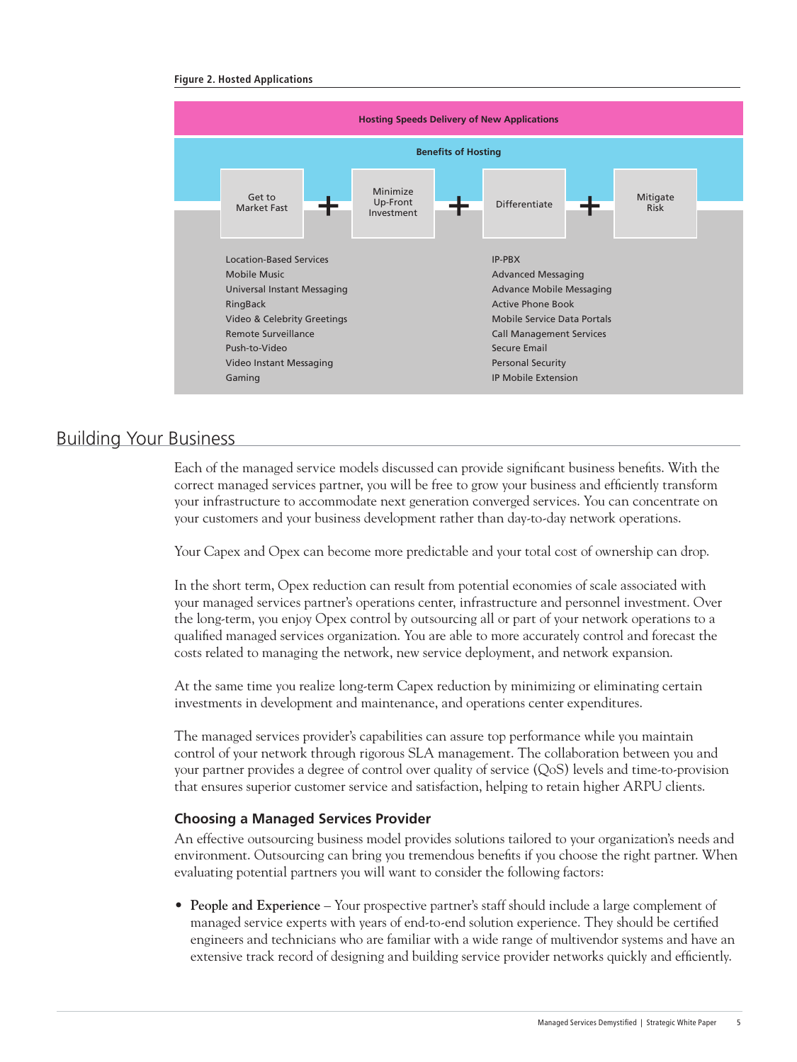**Figure 2. Hosted Applications**

**Hosting Speeds Delivery of New Applications**

**Benefits of Hosting**

Get to Market Fast + Minimize Up-Front Investment + Differentiate + Mitigate Risk

| | |
|---|---|
| Location-Based Services | IP-PBX |
| Mobile Music | Advanced Messaging |
| Universal Instant Messaging | Advance Mobile Messaging |
| RingBack | Active Phone Book |
| Video & Celebrity Greetings | Mobile Service Data Portals |
| Remote Surveillance | Call Management Services |
| Push-to-Video | Secure Email |
| Video Instant Messaging | Personal Security |
| Gaming | IP Mobile Extension |

## Building Your Business

Each of the managed service models discussed can provide significant business benefits. With the correct managed services partner, you will be free to grow your business and efficiently transform your infrastructure to accommodate next generation converged services. You can concentrate on your customers and your business development rather than day-to-day network operations.

Your Capex and Opex can become more predictable and your total cost of ownership can drop.

In the short term, Opex reduction can result from potential economies of scale associated with your managed services partner's operations center, infrastructure and personnel investment. Over the long-term, you enjoy Opex control by outsourcing all or part of your network operations to a qualified managed services organization. You are able to more accurately control and forecast the costs related to managing the network, new service deployment, and network expansion.

At the same time you realize long-term Capex reduction by minimizing or eliminating certain investments in development and maintenance, and operations center expenditures.

The managed services provider's capabilities can assure top performance while you maintain control of your network through rigorous SLA management. The collaboration between you and your partner provides a degree of control over quality of service (QoS) levels and time-to-provision that ensures superior customer service and satisfaction, helping to retain higher ARPU clients.

### Choosing a Managed Services Provider

An effective outsourcing business model provides solutions tailored to your organization's needs and environment. Outsourcing can bring you tremendous benefits if you choose the right partner. When evaluating potential partners you will want to consider the following factors:

- **People and Experience** – Your prospective partner's staff should include a large complement of managed service experts with years of end-to-end solution experience. They should be certified engineers and technicians who are familiar with a wide range of multivendor systems and have an extensive track record of designing and building service provider networks quickly and efficiently.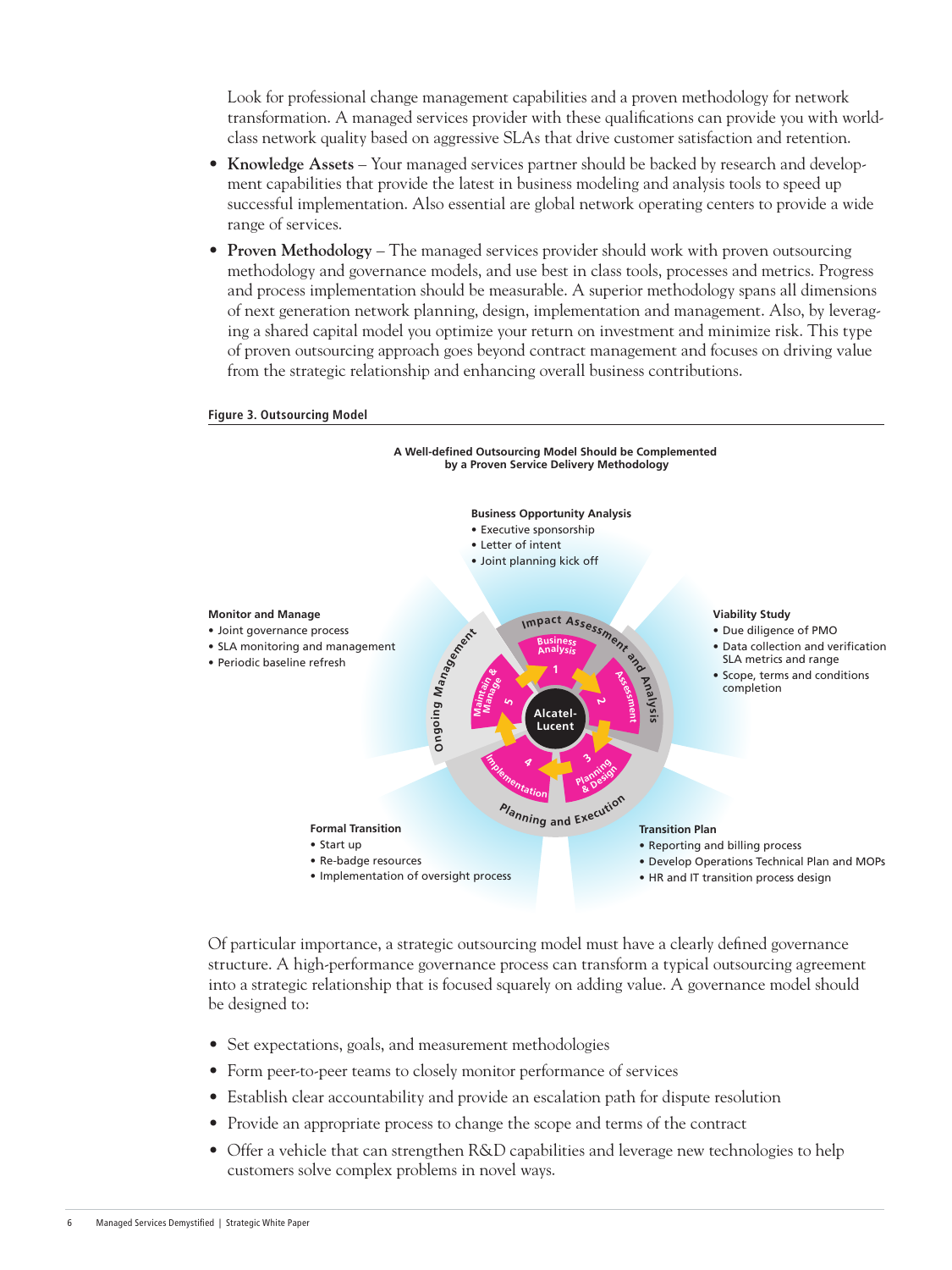Look for professional change management capabilities and a proven methodology for network transformation. A managed services provider with these qualifications can provide you with world-class network quality based on aggressive SLAs that drive customer satisfaction and retention.

- **Knowledge Assets** – Your managed services partner should be backed by research and development capabilities that provide the latest in business modeling and analysis tools to speed up successful implementation. Also essential are global network operating centers to provide a wide range of services.
- **Proven Methodology** – The managed services provider should work with proven outsourcing methodology and governance models, and use best in class tools, processes and metrics. Progress and process implementation should be measurable. A superior methodology spans all dimensions of next generation network planning, design, implementation and management. Also, by leveraging a shared capital model you optimize your return on investment and minimize risk. This type of proven outsourcing approach goes beyond contract management and focuses on driving value from the strategic relationship and enhancing overall business contributions.

**Figure 3. Outsourcing Model**

**A Well-defined Outsourcing Model Should be Complemented by a Proven Service Delivery Methodology**

**Business Opportunity Analysis**
- Executive sponsorship
- Letter of intent
- Joint planning kick off

**Viability Study**
- Due diligence of PMO
- Data collection and verification SLA metrics and range
- Scope, terms and conditions completion

**Transition Plan**
- Reporting and billing process
- Develop Operations Technical Plan and MOPs
- HR and IT transition process design

**Formal Transition**
- Start up
- Re-badge resources
- Implementation of oversight process

**Monitor and Manage**
- Joint governance process
- SLA monitoring and management
- Periodic baseline refresh

Impact Assessment and Analysis | Planning and Execution | Ongoing Management

1 Business Analysis | 2 Assessment | 3 Planning & Design | 4 Implementation | 5 Maintain & Manage

Alcatel-Lucent

Of particular importance, a strategic outsourcing model must have a clearly defined governance structure. A high-performance governance process can transform a typical outsourcing agreement into a strategic relationship that is focused squarely on adding value. A governance model should be designed to:

- Set expectations, goals, and measurement methodologies
- Form peer-to-peer teams to closely monitor performance of services
- Establish clear accountability and provide an escalation path for dispute resolution
- Provide an appropriate process to change the scope and terms of the contract
- Offer a vehicle that can strengthen R&D capabilities and leverage new technologies to help customers solve complex problems in novel ways.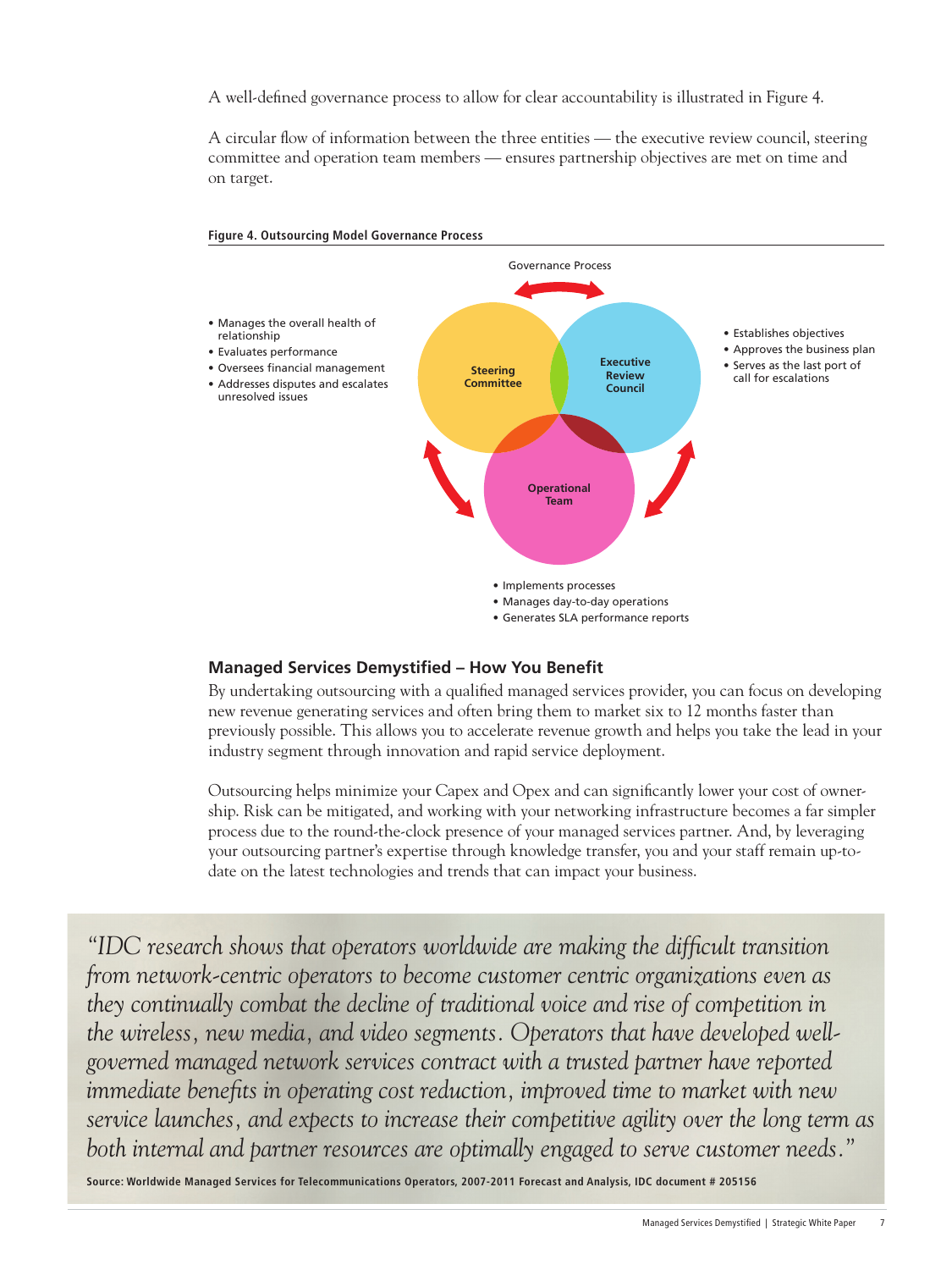A well-defined governance process to allow for clear accountability is illustrated in Figure 4.

A circular flow of information between the three entities — the executive review council, steering committee and operation team members — ensures partnership objectives are met on time and on target.

**Figure 4. Outsourcing Model Governance Process**

Governance Process

**Steering Committee**

- Manages the overall health of relationship
- Evaluates performance
- Oversees financial management
- Addresses disputes and escalates unresolved issues

**Executive Review Council**

- Establishes objectives
- Approves the business plan
- Serves as the last port of call for escalations

**Operational Team**

- Implements processes
- Manages day-to-day operations
- Generates SLA performance reports

## Managed Services Demystified – How You Benefit

By undertaking outsourcing with a qualified managed services provider, you can focus on developing new revenue generating services and often bring them to market six to 12 months faster than previously possible. This allows you to accelerate revenue growth and helps you take the lead in your industry segment through innovation and rapid service deployment.

Outsourcing helps minimize your Capex and Opex and can significantly lower your cost of ownership. Risk can be mitigated, and working with your networking infrastructure becomes a far simpler process due to the round-the-clock presence of your managed services partner. And, by leveraging your outsourcing partner's expertise through knowledge transfer, you and your staff remain up-to-date on the latest technologies and trends that can impact your business.

> *"IDC research shows that operators worldwide are making the difficult transition from network-centric operators to become customer centric organizations even as they continually combat the decline of traditional voice and rise of competition in the wireless, new media, and video segments. Operators that have developed well-governed managed network services contract with a trusted partner have reported immediate benefits in operating cost reduction, improved time to market with new service launches, and expects to increase their competitive agility over the long term as both internal and partner resources are optimally engaged to serve customer needs."*
>
> **Source: Worldwide Managed Services for Telecommunications Operators, 2007-2011 Forecast and Analysis, IDC document # 205156**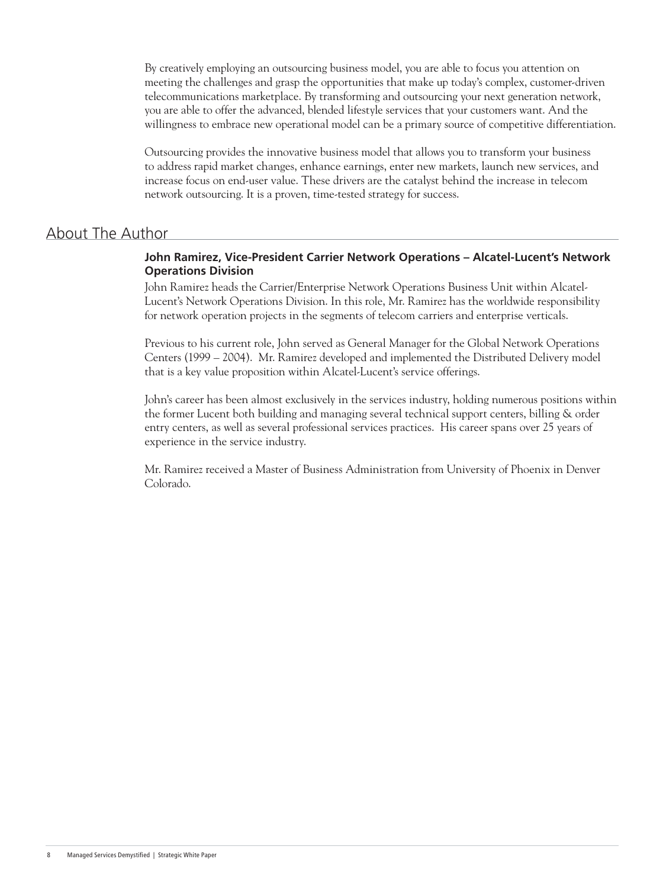By creatively employing an outsourcing business model, you are able to focus you attention on meeting the challenges and grasp the opportunities that make up today's complex, customer-driven telecommunications marketplace. By transforming and outsourcing your next generation network, you are able to offer the advanced, blended lifestyle services that your customers want. And the willingness to embrace new operational model can be a primary source of competitive differentiation.

Outsourcing provides the innovative business model that allows you to transform your business to address rapid market changes, enhance earnings, enter new markets, launch new services, and increase focus on end-user value. These drivers are the catalyst behind the increase in telecom network outsourcing. It is a proven, time-tested strategy for success.

## About The Author

**John Ramirez, Vice-President Carrier Network Operations – Alcatel-Lucent's Network Operations Division**

John Ramirez heads the Carrier/Enterprise Network Operations Business Unit within Alcatel-Lucent's Network Operations Division. In this role, Mr. Ramirez has the worldwide responsibility for network operation projects in the segments of telecom carriers and enterprise verticals.

Previous to his current role, John served as General Manager for the Global Network Operations Centers (1999 – 2004). Mr. Ramirez developed and implemented the Distributed Delivery model that is a key value proposition within Alcatel-Lucent's service offerings.

John's career has been almost exclusively in the services industry, holding numerous positions within the former Lucent both building and managing several technical support centers, billing & order entry centers, as well as several professional services practices. His career spans over 25 years of experience in the service industry.

Mr. Ramirez received a Master of Business Administration from University of Phoenix in Denver Colorado.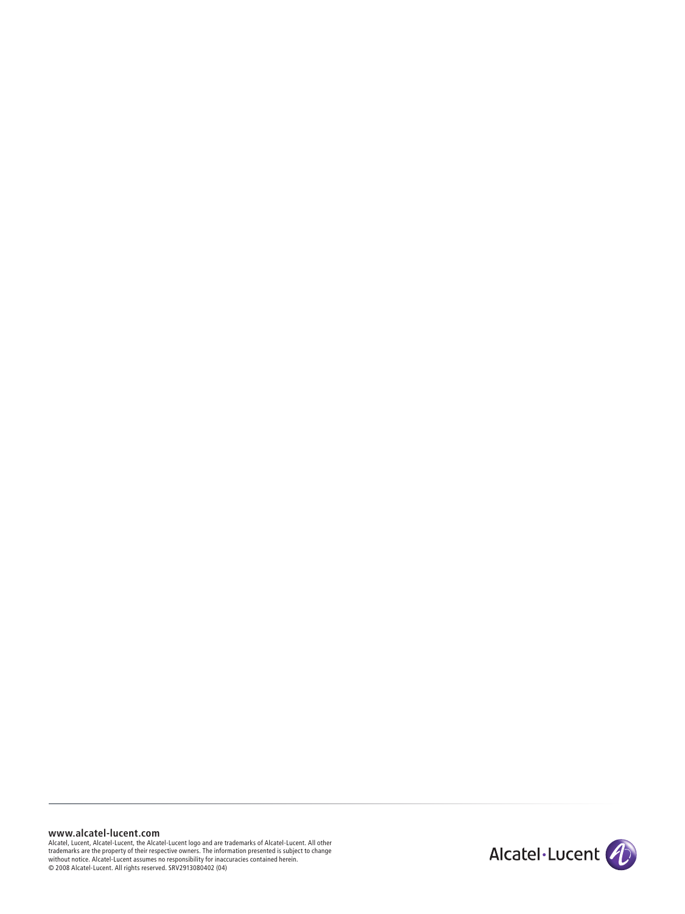**www.alcatel-lucent.com**
Alcatel, Lucent, Alcatel-Lucent, the Alcatel-Lucent logo and are trademarks of Alcatel-Lucent. All other trademarks are the property of their respective owners. The information presented is subject to change without notice. Alcatel-Lucent assumes no responsibility for inaccuracies contained herein.
© 2008 Alcatel-Lucent. All rights reserved. SRV2913080402 (04)

Alcatel·Lucent